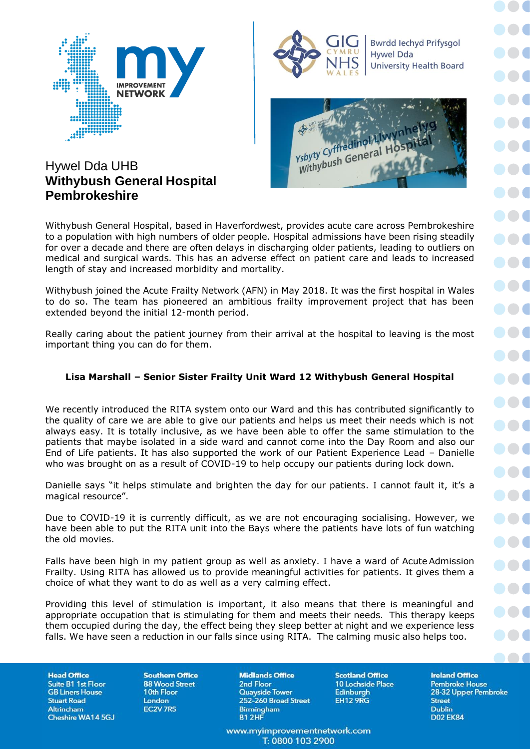# Hywel Dda UHB
## Withybush General Hospital
## Pembrokeshire

Withybush General Hospital, based in Haverfordwest, provides acute care across Pembrokeshire to a population with high numbers of older people. Hospital admissions have been rising steadily for over a decade and there are often delays in discharging older patients, leading to outliers on medical and surgical wards. This has an adverse effect on patient care and leads to increased length of stay and increased morbidity and mortality.

Withybush joined the Acute Frailty Network (AFN) in May 2018. It was the first hospital in Wales to do so. The team has pioneered an ambitious frailty improvement project that has been extended beyond the initial 12-month period.

Really caring about the patient journey from their arrival at the hospital to leaving is the most important thing you can do for them.

**Lisa Marshall – Senior Sister Frailty Unit Ward 12 Withybush General Hospital**

We recently introduced the RITA system onto our Ward and this has contributed significantly to the quality of care we are able to give our patients and helps us meet their needs which is not always easy. It is totally inclusive, as we have been able to offer the same stimulation to the patients that maybe isolated in a side ward and cannot come into the Day Room and also our End of Life patients. It has also supported the work of our Patient Experience Lead – Danielle who was brought on as a result of COVID-19 to help occupy our patients during lock down.

Danielle says "it helps stimulate and brighten the day for our patients. I cannot fault it, it's a magical resource".

Due to COVID-19 it is currently difficult, as we are not encouraging socialising. However, we have been able to put the RITA unit into the Bays where the patients have lots of fun watching the old movies.

Falls have been high in my patient group as well as anxiety. I have a ward of Acute Admission Frailty. Using RITA has allowed us to provide meaningful activities for patients. It gives them a choice of what they want to do as well as a very calming effect.

Providing this level of stimulation is important, it also means that there is meaningful and appropriate occupation that is stimulating for them and meets their needs. This therapy keeps them occupied during the day, the effect being they sleep better at night and we experience less falls. We have seen a reduction in our falls since using RITA. The calming music also helps too.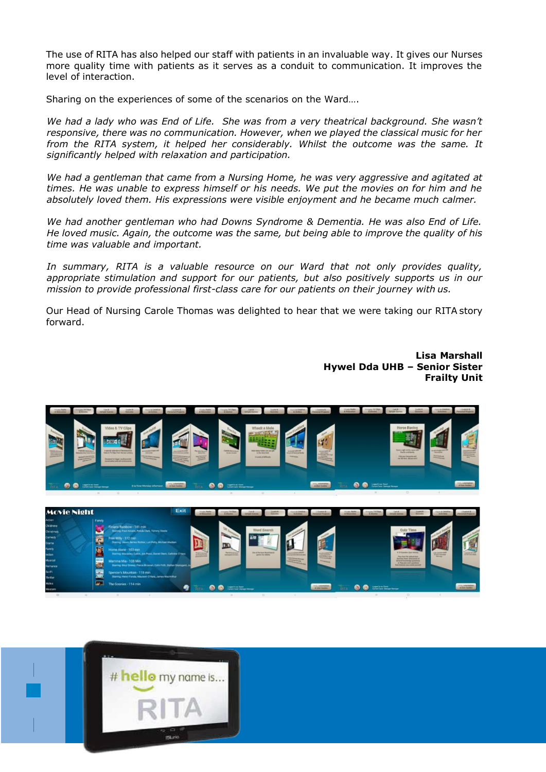The use of RITA has also helped our staff with patients in an invaluable way. It gives our Nurses more quality time with patients as it serves as a conduit to communication. It improves the level of interaction.

Sharing on the experiences of some of the scenarios on the Ward….

*We had a lady who was End of Life. She was from a very theatrical background. She wasn't responsive, there was no communication. However, when we played the classical music for her from the RITA system, it helped her considerably. Whilst the outcome was the same. It significantly helped with relaxation and participation.*

*We had a gentleman that came from a Nursing Home, he was very aggressive and agitated at times. He was unable to express himself or his needs. We put the movies on for him and he absolutely loved them. His expressions were visible enjoyment and he became much calmer.*

*We had another gentleman who had Downs Syndrome & Dementia. He was also End of Life. He loved music. Again, the outcome was the same, but being able to improve the quality of his time was valuable and important.*

*In summary, RITA is a valuable resource on our Ward that not only provides quality, appropriate stimulation and support for our patients, but also positively supports us in our mission to provide professional first-class care for our patients on their journey with us.*

Our Head of Nursing Carole Thomas was delighted to hear that we were taking our RITA story forward.

**Lisa Marshall**
**Hywel Dda UHB – Senior Sister**
**Frailty Unit**